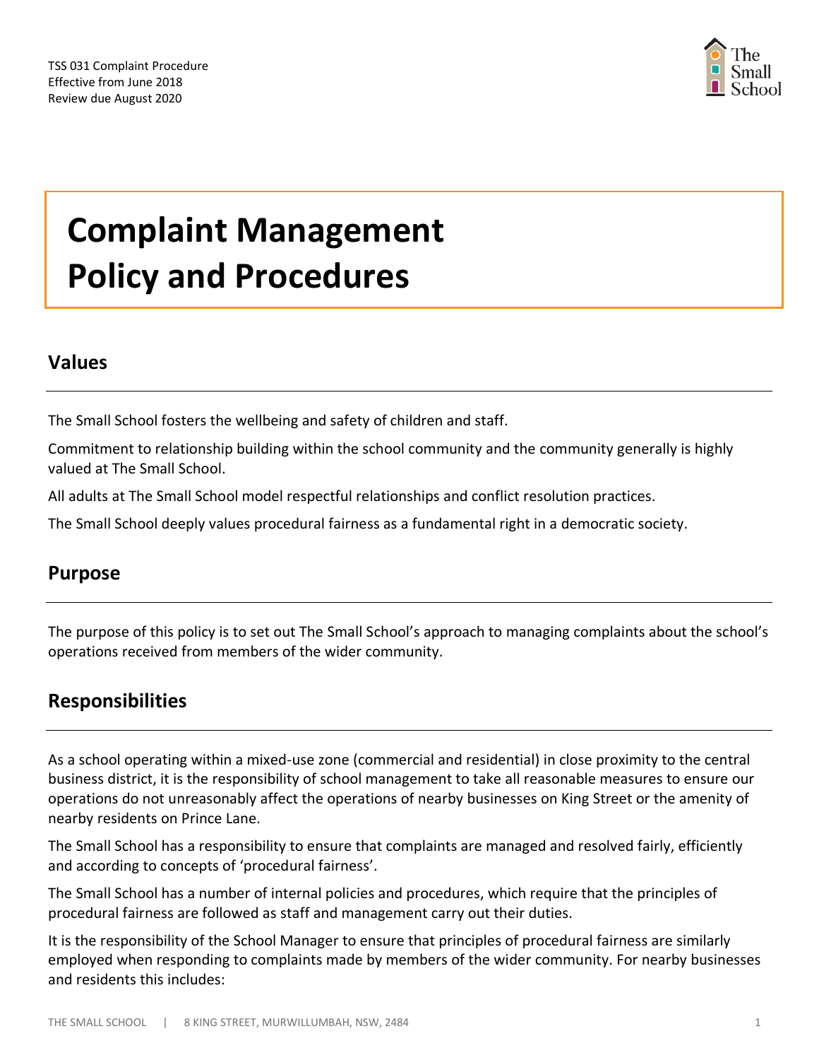TSS 031 Complaint Procedure
Effective from June 2018
Review due August 2020

# Complaint Management Policy and Procedures

## Values

The Small School fosters the wellbeing and safety of children and staff.

Commitment to relationship building within the school community and the community generally is highly valued at The Small School.

All adults at The Small School model respectful relationships and conflict resolution practices.

The Small School deeply values procedural fairness as a fundamental right in a democratic society.

## Purpose

The purpose of this policy is to set out The Small School's approach to managing complaints about the school's operations received from members of the wider community.

## Responsibilities

As a school operating within a mixed-use zone (commercial and residential) in close proximity to the central business district, it is the responsibility of school management to take all reasonable measures to ensure our operations do not unreasonably affect the operations of nearby businesses on King Street or the amenity of nearby residents on Prince Lane.

The Small School has a responsibility to ensure that complaints are managed and resolved fairly, efficiently and according to concepts of 'procedural fairness'.

The Small School has a number of internal policies and procedures, which require that the principles of procedural fairness are followed as staff and management carry out their duties.

It is the responsibility of the School Manager to ensure that principles of procedural fairness are similarly employed when responding to complaints made by members of the wider community. For nearby businesses and residents this includes: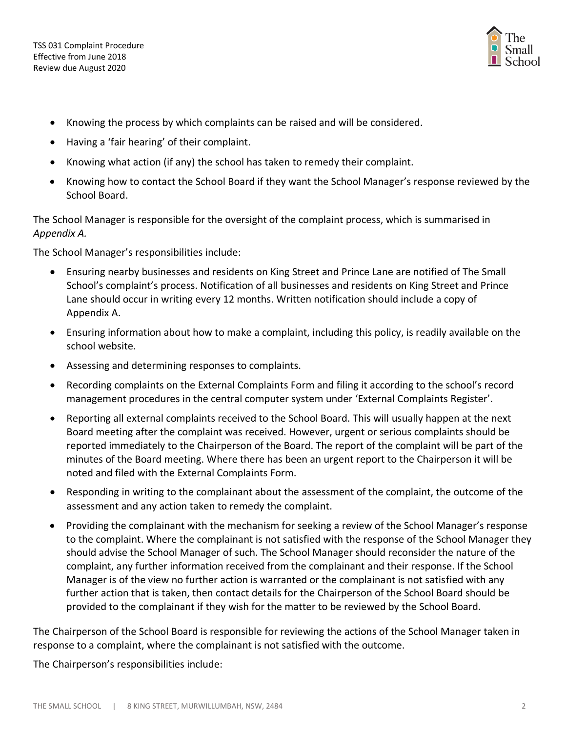- Knowing the process by which complaints can be raised and will be considered.
- Having a 'fair hearing' of their complaint.
- Knowing what action (if any) the school has taken to remedy their complaint.
- Knowing how to contact the School Board if they want the School Manager's response reviewed by the School Board.

The School Manager is responsible for the oversight of the complaint process, which is summarised in *Appendix A.*

The School Manager's responsibilities include:

- Ensuring nearby businesses and residents on King Street and Prince Lane are notified of The Small School's complaint's process. Notification of all businesses and residents on King Street and Prince Lane should occur in writing every 12 months. Written notification should include a copy of Appendix A.
- Ensuring information about how to make a complaint, including this policy, is readily available on the school website.
- Assessing and determining responses to complaints.
- Recording complaints on the External Complaints Form and filing it according to the school's record management procedures in the central computer system under 'External Complaints Register'.
- Reporting all external complaints received to the School Board. This will usually happen at the next Board meeting after the complaint was received. However, urgent or serious complaints should be reported immediately to the Chairperson of the Board. The report of the complaint will be part of the minutes of the Board meeting. Where there has been an urgent report to the Chairperson it will be noted and filed with the External Complaints Form.
- Responding in writing to the complainant about the assessment of the complaint, the outcome of the assessment and any action taken to remedy the complaint.
- Providing the complainant with the mechanism for seeking a review of the School Manager's response to the complaint. Where the complainant is not satisfied with the response of the School Manager they should advise the School Manager of such. The School Manager should reconsider the nature of the complaint, any further information received from the complainant and their response. If the School Manager is of the view no further action is warranted or the complainant is not satisfied with any further action that is taken, then contact details for the Chairperson of the School Board should be provided to the complainant if they wish for the matter to be reviewed by the School Board.

The Chairperson of the School Board is responsible for reviewing the actions of the School Manager taken in response to a complaint, where the complainant is not satisfied with the outcome.

The Chairperson's responsibilities include: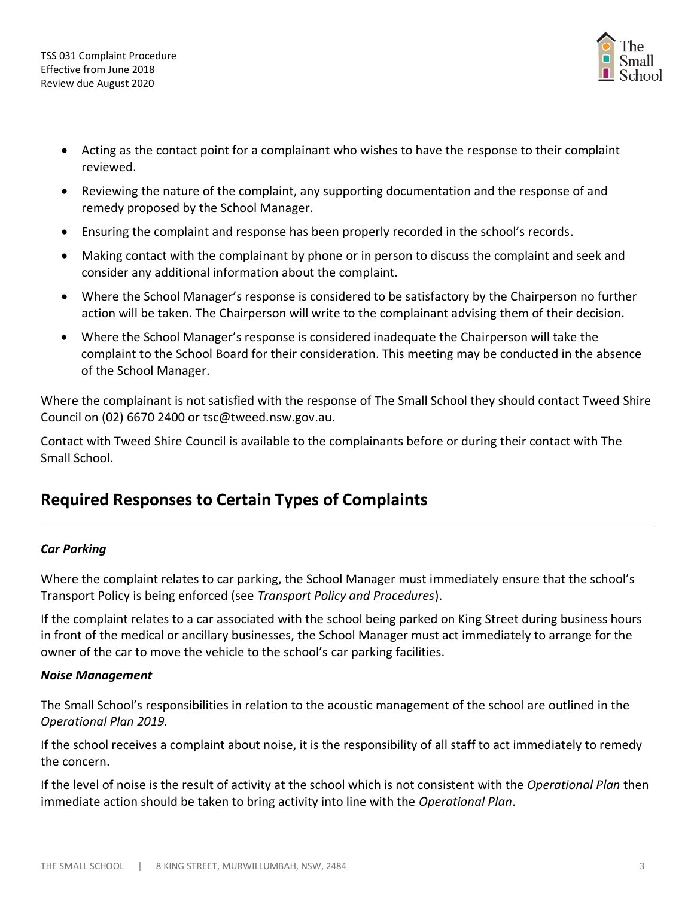- Acting as the contact point for a complainant who wishes to have the response to their complaint reviewed.
- Reviewing the nature of the complaint, any supporting documentation and the response of and remedy proposed by the School Manager.
- Ensuring the complaint and response has been properly recorded in the school's records.
- Making contact with the complainant by phone or in person to discuss the complaint and seek and consider any additional information about the complaint.
- Where the School Manager's response is considered to be satisfactory by the Chairperson no further action will be taken. The Chairperson will write to the complainant advising them of their decision.
- Where the School Manager's response is considered inadequate the Chairperson will take the complaint to the School Board for their consideration. This meeting may be conducted in the absence of the School Manager.

Where the complainant is not satisfied with the response of The Small School they should contact Tweed Shire Council on (02) 6670 2400 or tsc@tweed.nsw.gov.au.

Contact with Tweed Shire Council is available to the complainants before or during their contact with The Small School.

## Required Responses to Certain Types of Complaints

***Car Parking***

Where the complaint relates to car parking, the School Manager must immediately ensure that the school's Transport Policy is being enforced (see *Transport Policy and Procedures*).

If the complaint relates to a car associated with the school being parked on King Street during business hours in front of the medical or ancillary businesses, the School Manager must act immediately to arrange for the owner of the car to move the vehicle to the school's car parking facilities.

***Noise Management***

The Small School's responsibilities in relation to the acoustic management of the school are outlined in the *Operational Plan 2019.*

If the school receives a complaint about noise, it is the responsibility of all staff to act immediately to remedy the concern.

If the level of noise is the result of activity at the school which is not consistent with the *Operational Plan* then immediate action should be taken to bring activity into line with the *Operational Plan*.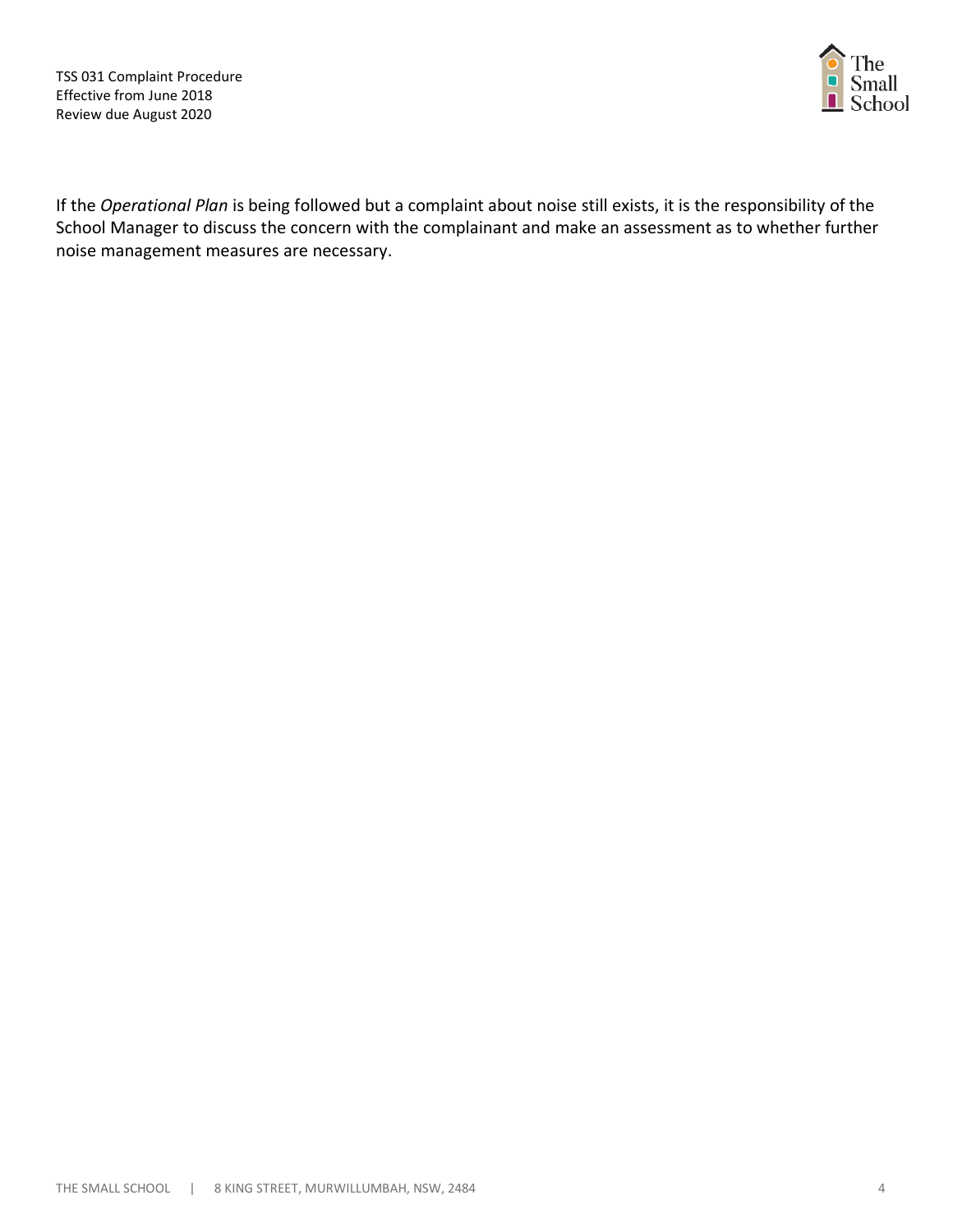If the *Operational Plan* is being followed but a complaint about noise still exists, it is the responsibility of the School Manager to discuss the concern with the complainant and make an assessment as to whether further noise management measures are necessary.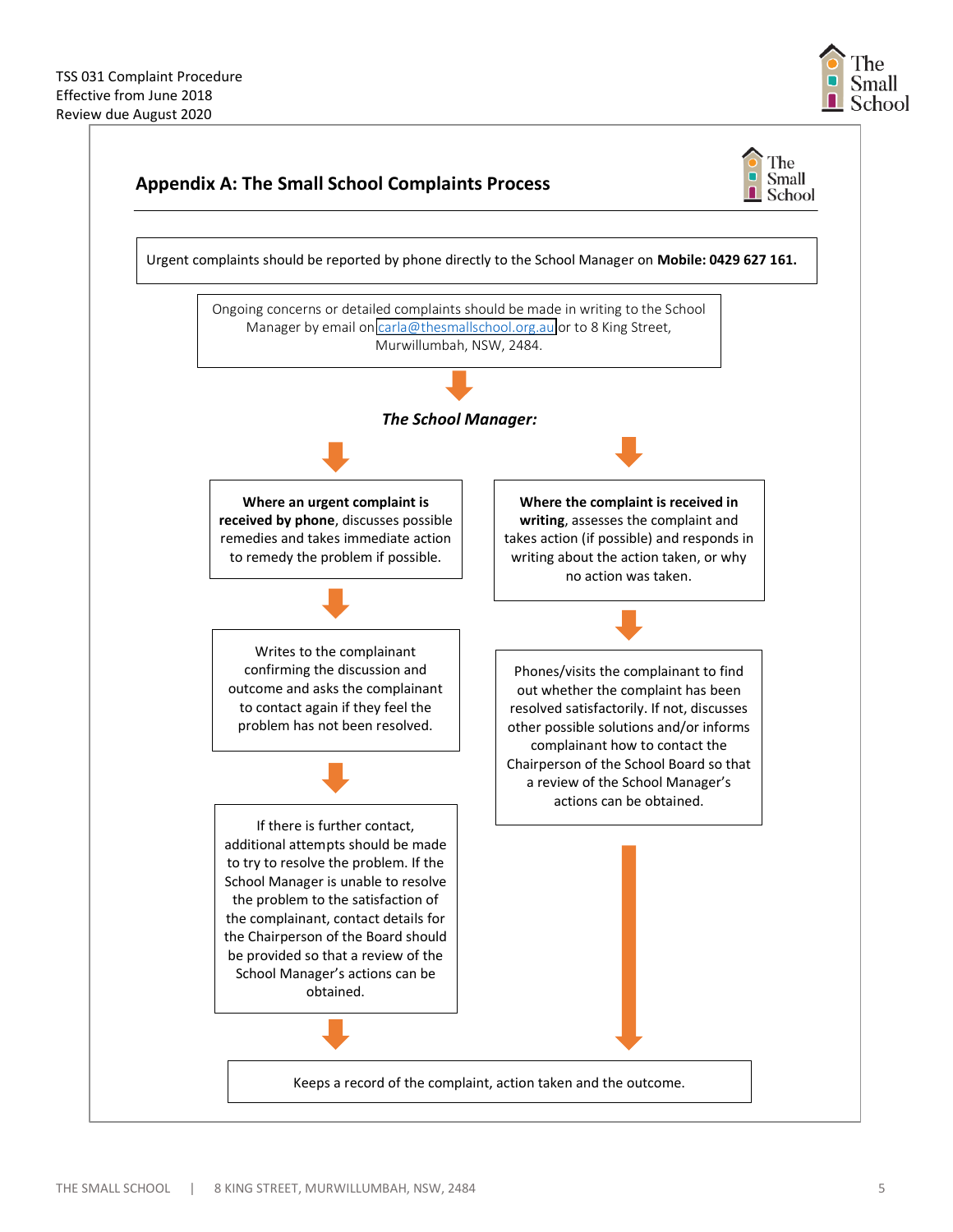## Appendix A: The Small School Complaints Process

Urgent complaints should be reported by phone directly to the School Manager on **Mobile: 0429 627 161.**

Ongoing concerns or detailed complaints should be made in writing to the School Manager by email on carla@thesmallschool.org.au or to 8 King Street, Murwillumbah, NSW, 2484.

***The School Manager:***

**Where an urgent complaint is received by phone**, discusses possible remedies and takes immediate action to remedy the problem if possible.

Writes to the complainant confirming the discussion and outcome and asks the complainant to contact again if they feel the problem has not been resolved.

If there is further contact, additional attempts should be made to try to resolve the problem. If the School Manager is unable to resolve the problem to the satisfaction of the complainant, contact details for the Chairperson of the Board should be provided so that a review of the School Manager's actions can be obtained.

**Where the complaint is received in writing**, assesses the complaint and takes action (if possible) and responds in writing about the action taken, or why no action was taken.

Phones/visits the complainant to find out whether the complaint has been resolved satisfactorily. If not, discusses other possible solutions and/or informs complainant how to contact the Chairperson of the School Board so that a review of the School Manager's actions can be obtained.

Keeps a record of the complaint, action taken and the outcome.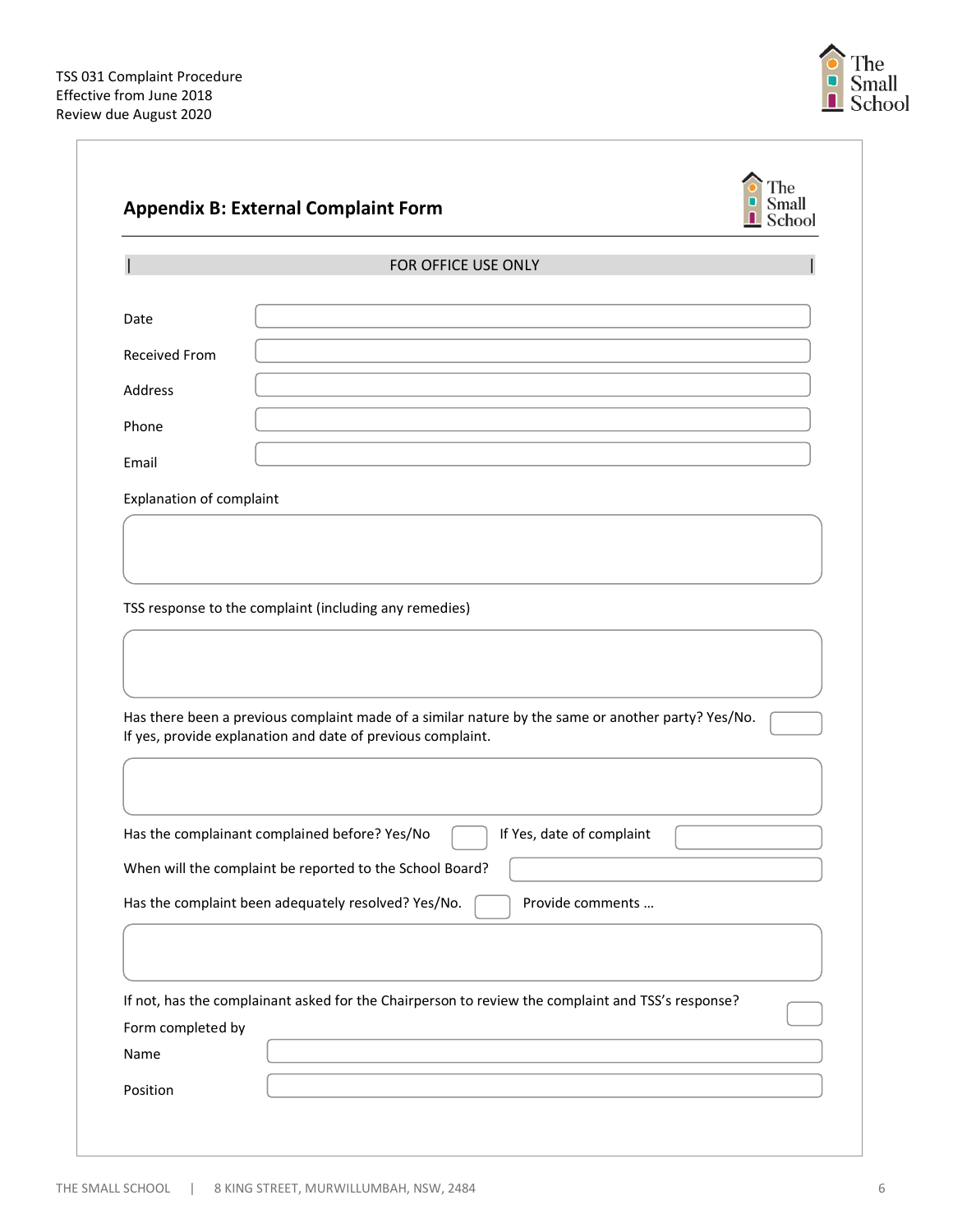TSS 031 Complaint Procedure
Effective from June 2018
Review due August 2020

## Appendix B: External Complaint Form

FOR OFFICE USE ONLY

Date

Received From

Address

Phone

Email

Explanation of complaint

TSS response to the complaint (including any remedies)

Has there been a previous complaint made of a similar nature by the same or another party? Yes/No.
If yes, provide explanation and date of previous complaint.

Has the complainant complained before? Yes/No   If Yes, date of complaint

When will the complaint be reported to the School Board?

Has the complaint been adequately resolved? Yes/No.   Provide comments …

If not, has the complainant asked for the Chairperson to review the complaint and TSS's response?

Form completed by

Name

Position